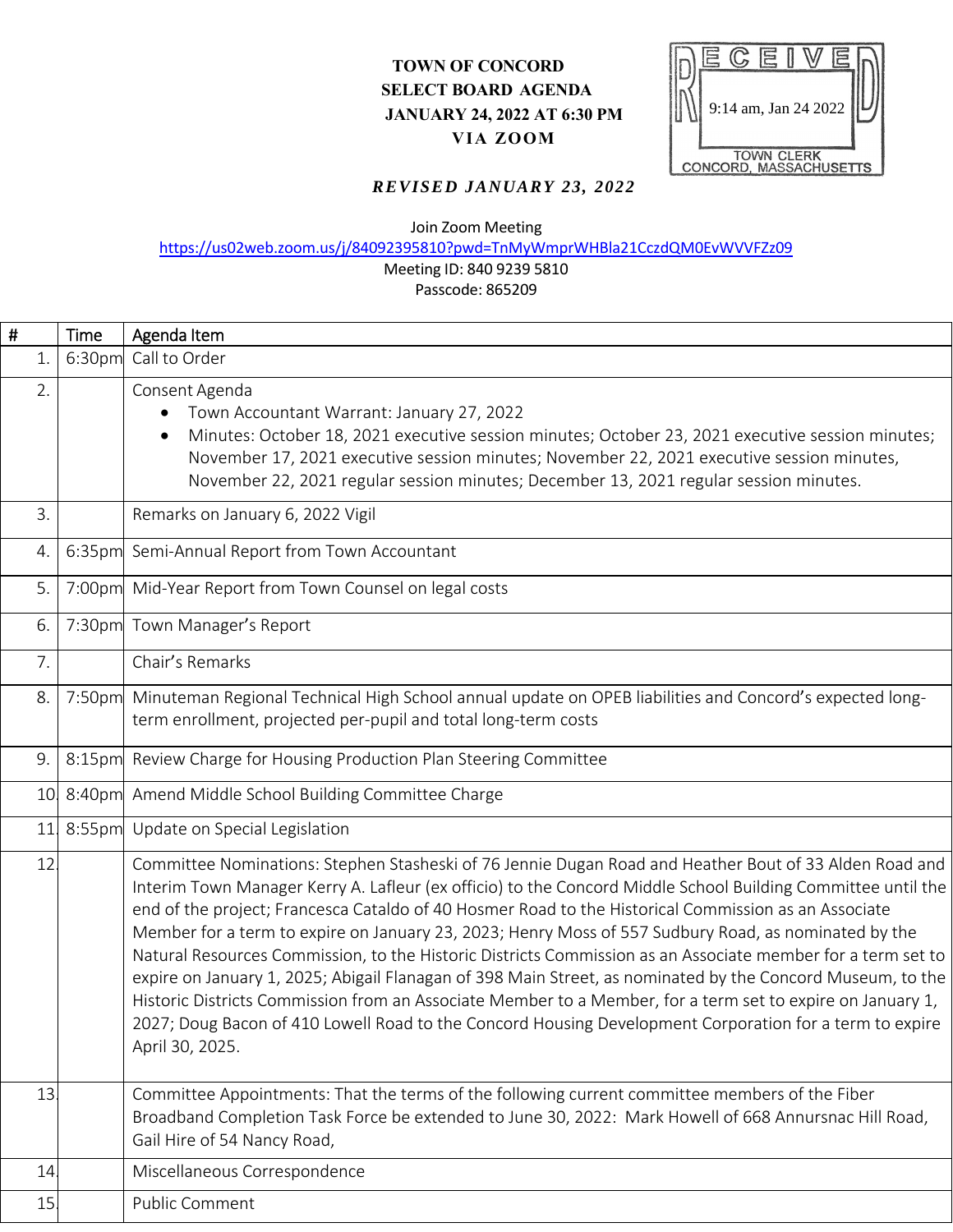**TOWN OF CONCORD**
**SELECT BOARD AGENDA**
**JANUARY 24, 2022 AT 6:30 PM**
**VIA ZOOM**

RECEIVED
9:14 am, Jan 24 2022
TOWN CLERK
CONCORD, MASSACHUSETTS

***REVISED JANUARY 23, 2022***

Join Zoom Meeting
https://us02web.zoom.us/j/84092395810?pwd=TnMyWmprWHBla21CczdQM0EvWVVFZz09
Meeting ID: 840 9239 5810
Passcode: 865209

| # | Time | Agenda Item |
|---|---|---|
| 1. | 6:30pm | Call to Order |
| 2. | | Consent Agenda<br>• Town Accountant Warrant: January 27, 2022<br>• Minutes: October 18, 2021 executive session minutes; October 23, 2021 executive session minutes; November 17, 2021 executive session minutes; November 22, 2021 executive session minutes, November 22, 2021 regular session minutes; December 13, 2021 regular session minutes. |
| 3. | | Remarks on January 6, 2022 Vigil |
| 4. | 6:35pm | Semi-Annual Report from Town Accountant |
| 5. | 7:00pm | Mid-Year Report from Town Counsel on legal costs |
| 6. | 7:30pm | Town Manager's Report |
| 7. | | Chair's Remarks |
| 8. | 7:50pm | Minuteman Regional Technical High School annual update on OPEB liabilities and Concord's expected long-term enrollment, projected per-pupil and total long-term costs |
| 9. | 8:15pm | Review Charge for Housing Production Plan Steering Committee |
| 10. | 8:40pm | Amend Middle School Building Committee Charge |
| 11. | 8:55pm | Update on Special Legislation |
| 12. | | Committee Nominations: Stephen Stasheski of 76 Jennie Dugan Road and Heather Bout of 33 Alden Road and Interim Town Manager Kerry A. Lafleur (ex officio) to the Concord Middle School Building Committee until the end of the project; Francesca Cataldo of 40 Hosmer Road to the Historical Commission as an Associate Member for a term to expire on January 23, 2023; Henry Moss of 557 Sudbury Road, as nominated by the Natural Resources Commission, to the Historic Districts Commission as an Associate member for a term set to expire on January 1, 2025; Abigail Flanagan of 398 Main Street, as nominated by the Concord Museum, to the Historic Districts Commission from an Associate Member to a Member, for a term set to expire on January 1, 2027; Doug Bacon of 410 Lowell Road to the Concord Housing Development Corporation for a term to expire April 30, 2025. |
| 13. | | Committee Appointments: That the terms of the following current committee members of the Fiber Broadband Completion Task Force be extended to June 30, 2022: Mark Howell of 668 Annursnac Hill Road, Gail Hire of 54 Nancy Road, |
| 14. | | Miscellaneous Correspondence |
| 15. | | Public Comment |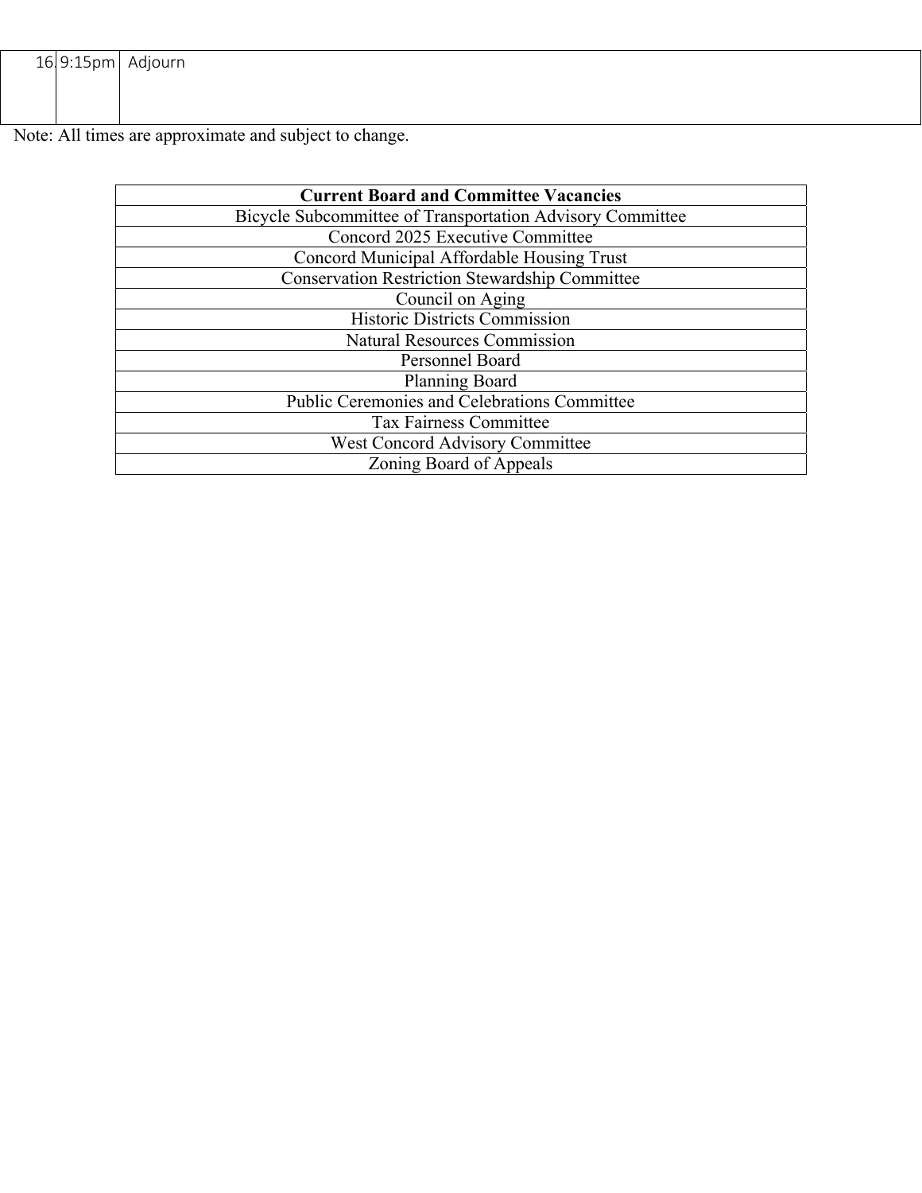| | | |
|---|---|---|
| 16. | 9:15pm | Adjourn |

Note: All times are approximate and subject to change.

| **Current Board and Committee Vacancies** |
|---|
| Bicycle Subcommittee of Transportation Advisory Committee |
| Concord 2025 Executive Committee |
| Concord Municipal Affordable Housing Trust |
| Conservation Restriction Stewardship Committee |
| Council on Aging |
| Historic Districts Commission |
| Natural Resources Commission |
| Personnel Board |
| Planning Board |
| Public Ceremonies and Celebrations Committee |
| Tax Fairness Committee |
| West Concord Advisory Committee |
| Zoning Board of Appeals |